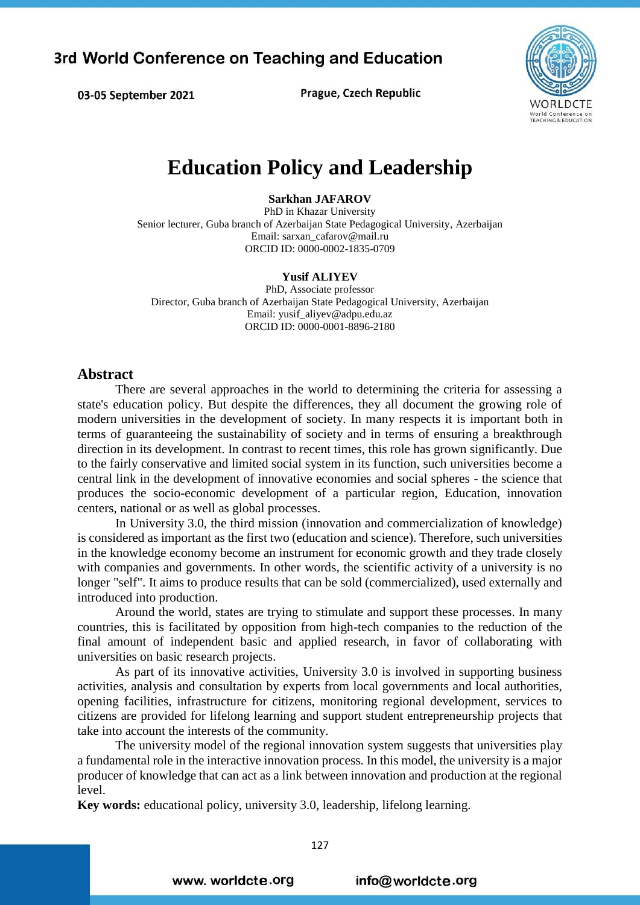# Education Policy and Leadership

**Sarkhan JAFAROV**
PhD in Khazar University
Senior lecturer, Guba branch of Azerbaijan State Pedagogical University, Azerbaijan
Email: sarxan_cafarov@mail.ru
ORCID ID: 0000-0002-1835-0709

**Yusif ALIYEV**
PhD, Associate professor
Director, Guba branch of Azerbaijan State Pedagogical University, Azerbaijan
Email: yusif_aliyev@adpu.edu.az
ORCID ID: 0000-0001-8896-2180

## Abstract

There are several approaches in the world to determining the criteria for assessing a state's education policy. But despite the differences, they all document the growing role of modern universities in the development of society. In many respects it is important both in terms of guaranteeing the sustainability of society and in terms of ensuring a breakthrough direction in its development. In contrast to recent times, this role has grown significantly. Due to the fairly conservative and limited social system in its function, such universities become a central link in the development of innovative economies and social spheres - the science that produces the socio-economic development of a particular region, Education, innovation centers, national or as well as global processes.

In University 3.0, the third mission (innovation and commercialization of knowledge) is considered as important as the first two (education and science). Therefore, such universities in the knowledge economy become an instrument for economic growth and they trade closely with companies and governments. In other words, the scientific activity of a university is no longer "self". It aims to produce results that can be sold (commercialized), used externally and introduced into production.

Around the world, states are trying to stimulate and support these processes. In many countries, this is facilitated by opposition from high-tech companies to the reduction of the final amount of independent basic and applied research, in favor of collaborating with universities on basic research projects.

As part of its innovative activities, University 3.0 is involved in supporting business activities, analysis and consultation by experts from local governments and local authorities, opening facilities, infrastructure for citizens, monitoring regional development, services to citizens are provided for lifelong learning and support student entrepreneurship projects that take into account the interests of the community.

The university model of the regional innovation system suggests that universities play a fundamental role in the interactive innovation process. In this model, the university is a major producer of knowledge that can act as a link between innovation and production at the regional level.

**Key words:** educational policy, university 3.0, leadership, lifelong learning.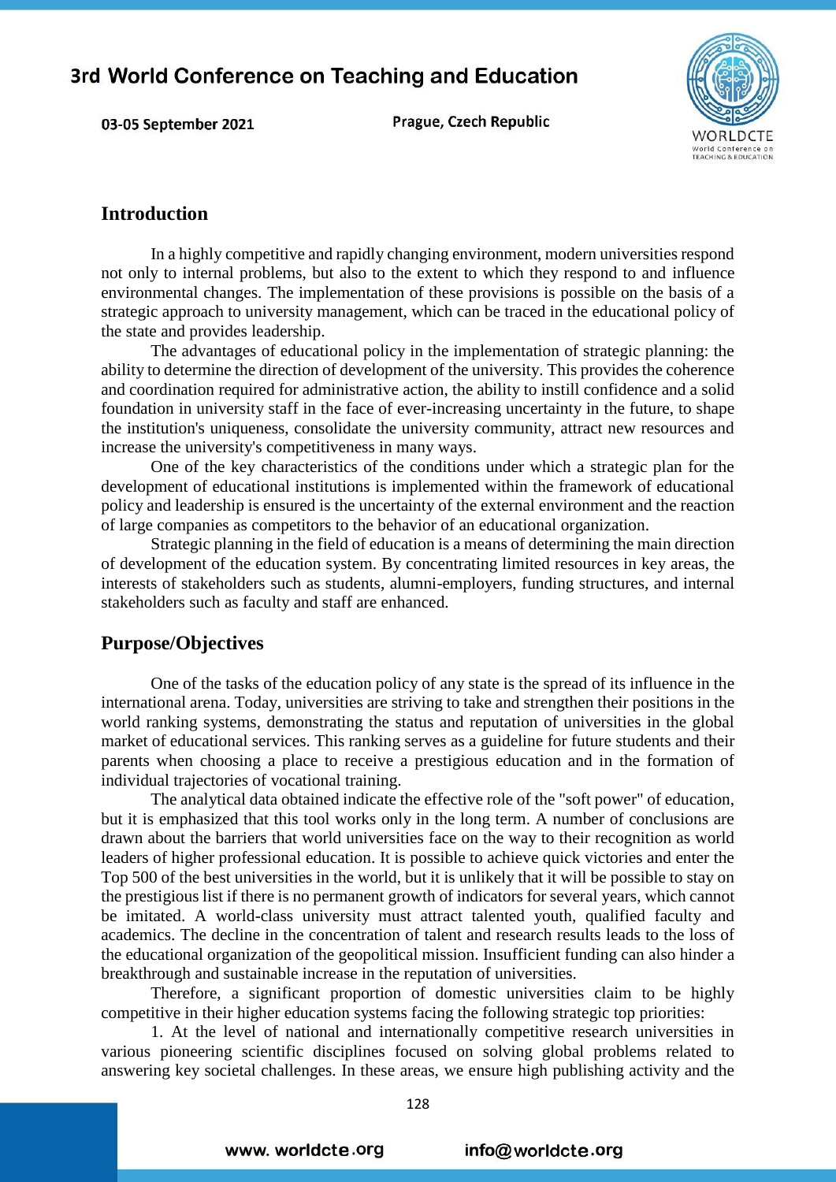## Introduction

In a highly competitive and rapidly changing environment, modern universities respond not only to internal problems, but also to the extent to which they respond to and influence environmental changes. The implementation of these provisions is possible on the basis of a strategic approach to university management, which can be traced in the educational policy of the state and provides leadership.

The advantages of educational policy in the implementation of strategic planning: the ability to determine the direction of development of the university. This provides the coherence and coordination required for administrative action, the ability to instill confidence and a solid foundation in university staff in the face of ever-increasing uncertainty in the future, to shape the institution's uniqueness, consolidate the university community, attract new resources and increase the university's competitiveness in many ways.

One of the key characteristics of the conditions under which a strategic plan for the development of educational institutions is implemented within the framework of educational policy and leadership is ensured is the uncertainty of the external environment and the reaction of large companies as competitors to the behavior of an educational organization.

Strategic planning in the field of education is a means of determining the main direction of development of the education system. By concentrating limited resources in key areas, the interests of stakeholders such as students, alumni-employers, funding structures, and internal stakeholders such as faculty and staff are enhanced.

## Purpose/Objectives

One of the tasks of the education policy of any state is the spread of its influence in the international arena. Today, universities are striving to take and strengthen their positions in the world ranking systems, demonstrating the status and reputation of universities in the global market of educational services. This ranking serves as a guideline for future students and their parents when choosing a place to receive a prestigious education and in the formation of individual trajectories of vocational training.

The analytical data obtained indicate the effective role of the "soft power" of education, but it is emphasized that this tool works only in the long term. A number of conclusions are drawn about the barriers that world universities face on the way to their recognition as world leaders of higher professional education. It is possible to achieve quick victories and enter the Top 500 of the best universities in the world, but it is unlikely that it will be possible to stay on the prestigious list if there is no permanent growth of indicators for several years, which cannot be imitated. A world-class university must attract talented youth, qualified faculty and academics. The decline in the concentration of talent and research results leads to the loss of the educational organization of the geopolitical mission. Insufficient funding can also hinder a breakthrough and sustainable increase in the reputation of universities.

Therefore, a significant proportion of domestic universities claim to be highly competitive in their higher education systems facing the following strategic top priorities:

1. At the level of national and internationally competitive research universities in various pioneering scientific disciplines focused on solving global problems related to answering key societal challenges. In these areas, we ensure high publishing activity and the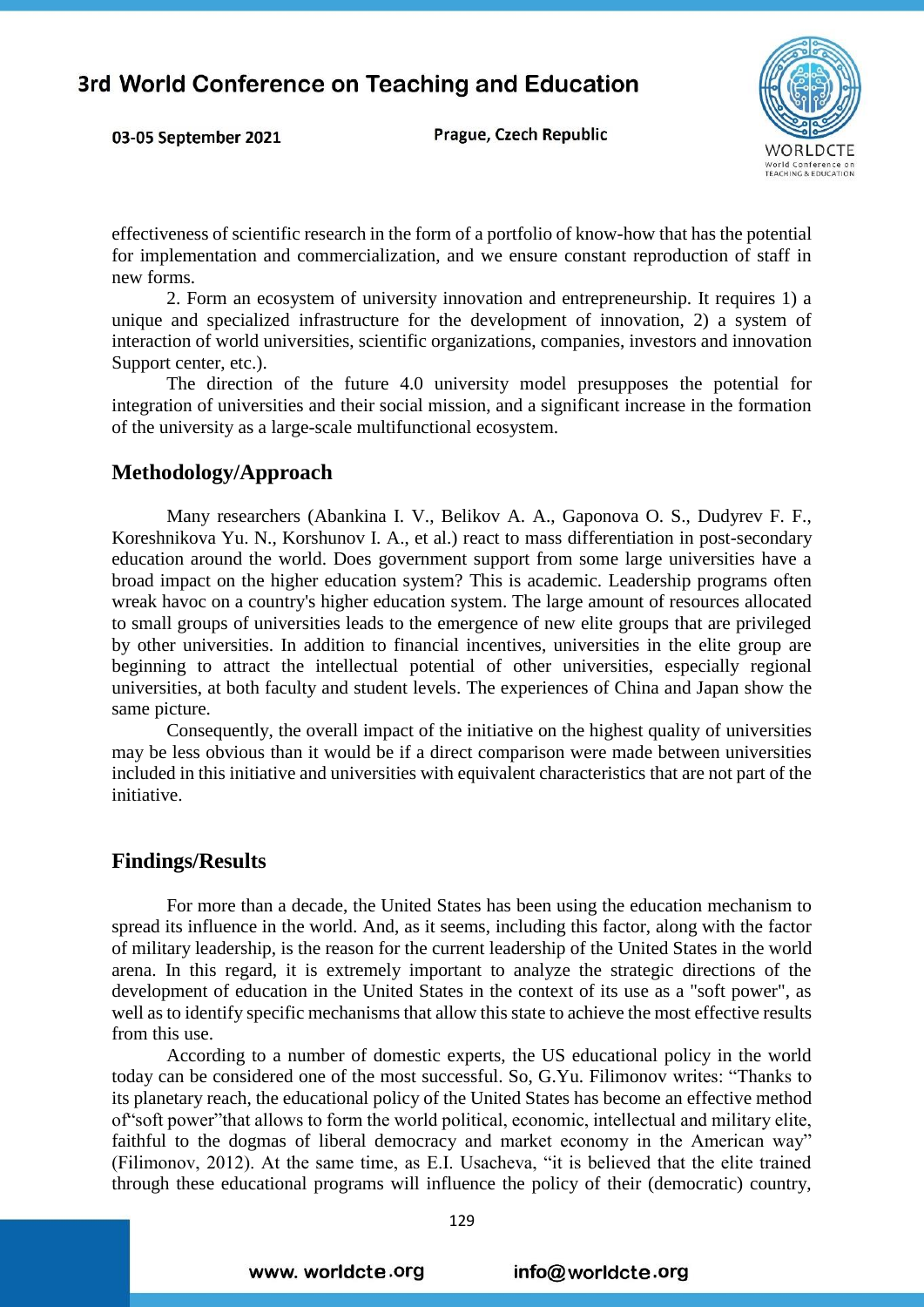effectiveness of scientific research in the form of a portfolio of know-how that has the potential for implementation and commercialization, and we ensure constant reproduction of staff in new forms.

2. Form an ecosystem of university innovation and entrepreneurship. It requires 1) a unique and specialized infrastructure for the development of innovation, 2) a system of interaction of world universities, scientific organizations, companies, investors and innovation Support center, etc.).

The direction of the future 4.0 university model presupposes the potential for integration of universities and their social mission, and a significant increase in the formation of the university as a large-scale multifunctional ecosystem.

## Methodology/Approach

Many researchers (Abankina I. V., Belikov A. A., Gaponova O. S., Dudyrev F. F., Koreshnikova Yu. N., Korshunov I. A., et al.) react to mass differentiation in post-secondary education around the world. Does government support from some large universities have a broad impact on the higher education system? This is academic. Leadership programs often wreak havoc on a country's higher education system. The large amount of resources allocated to small groups of universities leads to the emergence of new elite groups that are privileged by other universities. In addition to financial incentives, universities in the elite group are beginning to attract the intellectual potential of other universities, especially regional universities, at both faculty and student levels. The experiences of China and Japan show the same picture.

Consequently, the overall impact of the initiative on the highest quality of universities may be less obvious than it would be if a direct comparison were made between universities included in this initiative and universities with equivalent characteristics that are not part of the initiative.

## Findings/Results

For more than a decade, the United States has been using the education mechanism to spread its influence in the world. And, as it seems, including this factor, along with the factor of military leadership, is the reason for the current leadership of the United States in the world arena. In this regard, it is extremely important to analyze the strategic directions of the development of education in the United States in the context of its use as a "soft power", as well as to identify specific mechanisms that allow this state to achieve the most effective results from this use.

According to a number of domestic experts, the US educational policy in the world today can be considered one of the most successful. So, G.Yu. Filimonov writes: "Thanks to its planetary reach, the educational policy of the United States has become an effective method of"soft power"that allows to form the world political, economic, intellectual and military elite, faithful to the dogmas of liberal democracy and market economy in the American way" (Filimonov, 2012). At the same time, as E.I. Usacheva, "it is believed that the elite trained through these educational programs will influence the policy of their (democratic) country,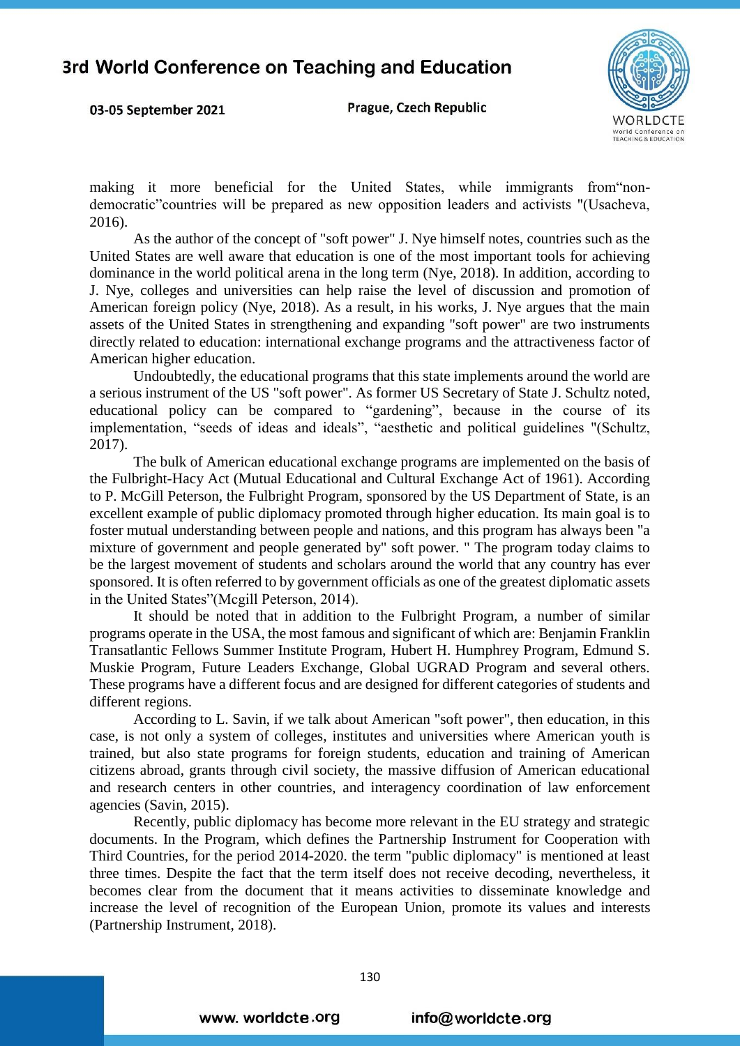making it more beneficial for the United States, while immigrants from"non-democratic"countries will be prepared as new opposition leaders and activists "(Usacheva, 2016).

As the author of the concept of "soft power" J. Nye himself notes, countries such as the United States are well aware that education is one of the most important tools for achieving dominance in the world political arena in the long term (Nye, 2018). In addition, according to J. Nye, colleges and universities can help raise the level of discussion and promotion of American foreign policy (Nye, 2018). As a result, in his works, J. Nye argues that the main assets of the United States in strengthening and expanding "soft power" are two instruments directly related to education: international exchange programs and the attractiveness factor of American higher education.

Undoubtedly, the educational programs that this state implements around the world are a serious instrument of the US "soft power". As former US Secretary of State J. Schultz noted, educational policy can be compared to "gardening", because in the course of its implementation, "seeds of ideas and ideals", "aesthetic and political guidelines "(Schultz, 2017).

The bulk of American educational exchange programs are implemented on the basis of the Fulbright-Hacy Act (Mutual Educational and Cultural Exchange Act of 1961). According to P. McGill Peterson, the Fulbright Program, sponsored by the US Department of State, is an excellent example of public diplomacy promoted through higher education. Its main goal is to foster mutual understanding between people and nations, and this program has always been "a mixture of government and people generated by" soft power. " The program today claims to be the largest movement of students and scholars around the world that any country has ever sponsored. It is often referred to by government officials as one of the greatest diplomatic assets in the United States"(Mcgill Peterson, 2014).

It should be noted that in addition to the Fulbright Program, a number of similar programs operate in the USA, the most famous and significant of which are: Benjamin Franklin Transatlantic Fellows Summer Institute Program, Hubert H. Humphrey Program, Edmund S. Muskie Program, Future Leaders Exchange, Global UGRAD Program and several others. These programs have a different focus and are designed for different categories of students and different regions.

According to L. Savin, if we talk about American "soft power", then education, in this case, is not only a system of colleges, institutes and universities where American youth is trained, but also state programs for foreign students, education and training of American citizens abroad, grants through civil society, the massive diffusion of American educational and research centers in other countries, and interagency coordination of law enforcement agencies (Savin, 2015).

Recently, public diplomacy has become more relevant in the EU strategy and strategic documents. In the Program, which defines the Partnership Instrument for Cooperation with Third Countries, for the period 2014-2020. the term "public diplomacy" is mentioned at least three times. Despite the fact that the term itself does not receive decoding, nevertheless, it becomes clear from the document that it means activities to disseminate knowledge and increase the level of recognition of the European Union, promote its values and interests (Partnership Instrument, 2018).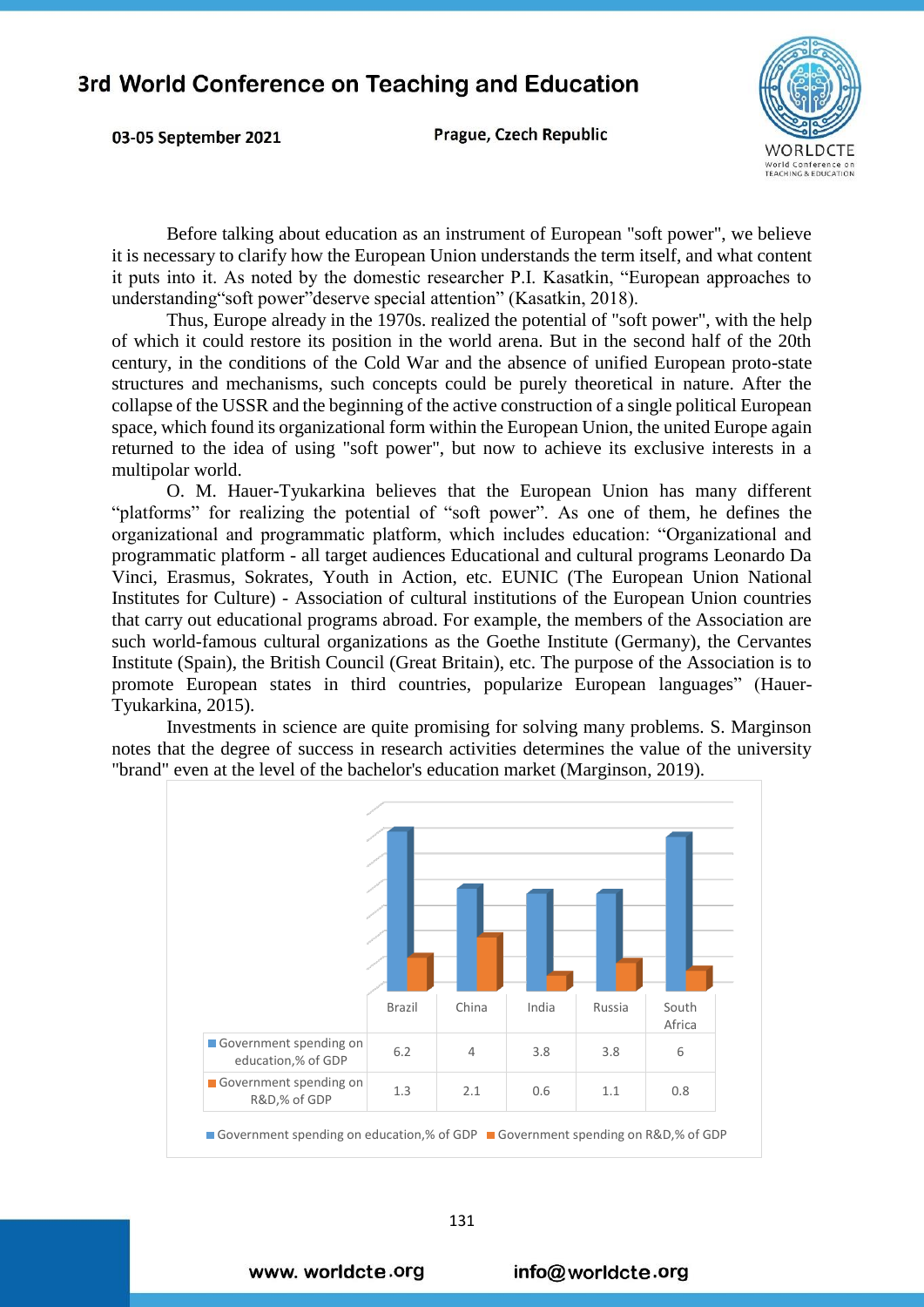Before talking about education as an instrument of European "soft power", we believe it is necessary to clarify how the European Union understands the term itself, and what content it puts into it. As noted by the domestic researcher P.I. Kasatkin, “European approaches to understanding“soft power”deserve special attention” (Kasatkin, 2018).

Thus, Europe already in the 1970s. realized the potential of "soft power", with the help of which it could restore its position in the world arena. But in the second half of the 20th century, in the conditions of the Cold War and the absence of unified European proto-state structures and mechanisms, such concepts could be purely theoretical in nature. After the collapse of the USSR and the beginning of the active construction of a single political European space, which found its organizational form within the European Union, the united Europe again returned to the idea of using "soft power", but now to achieve its exclusive interests in a multipolar world.

O. M. Hauer-Tyukarkina believes that the European Union has many different “platforms” for realizing the potential of “soft power”. As one of them, he defines the organizational and programmatic platform, which includes education: “Organizational and programmatic platform - all target audiences Educational and cultural programs Leonardo Da Vinci, Erasmus, Sokrates, Youth in Action, etc. EUNIC (The European Union National Institutes for Culture) - Association of cultural institutions of the European Union countries that carry out educational programs abroad. For example, the members of the Association are such world-famous cultural organizations as the Goethe Institute (Germany), the Cervantes Institute (Spain), the British Council (Great Britain), etc. The purpose of the Association is to promote European states in third countries, popularize European languages” (Hauer-Tyukarkina, 2015).

Investments in science are quite promising for solving many problems. S. Marginson notes that the degree of success in research activities determines the value of the university "brand" even at the level of the bachelor's education market (Marginson, 2019).

| | Brazil | China | India | Russia | South Africa |
|---|---|---|---|---|---|
| Government spending on education,% of GDP | 6.2 | 4 | 3.8 | 3.8 | 6 |
| Government spending on R&D,% of GDP | 1.3 | 2.1 | 0.6 | 1.1 | 0.8 |

■ Government spending on education,% of GDP ■ Government spending on R&D,% of GDP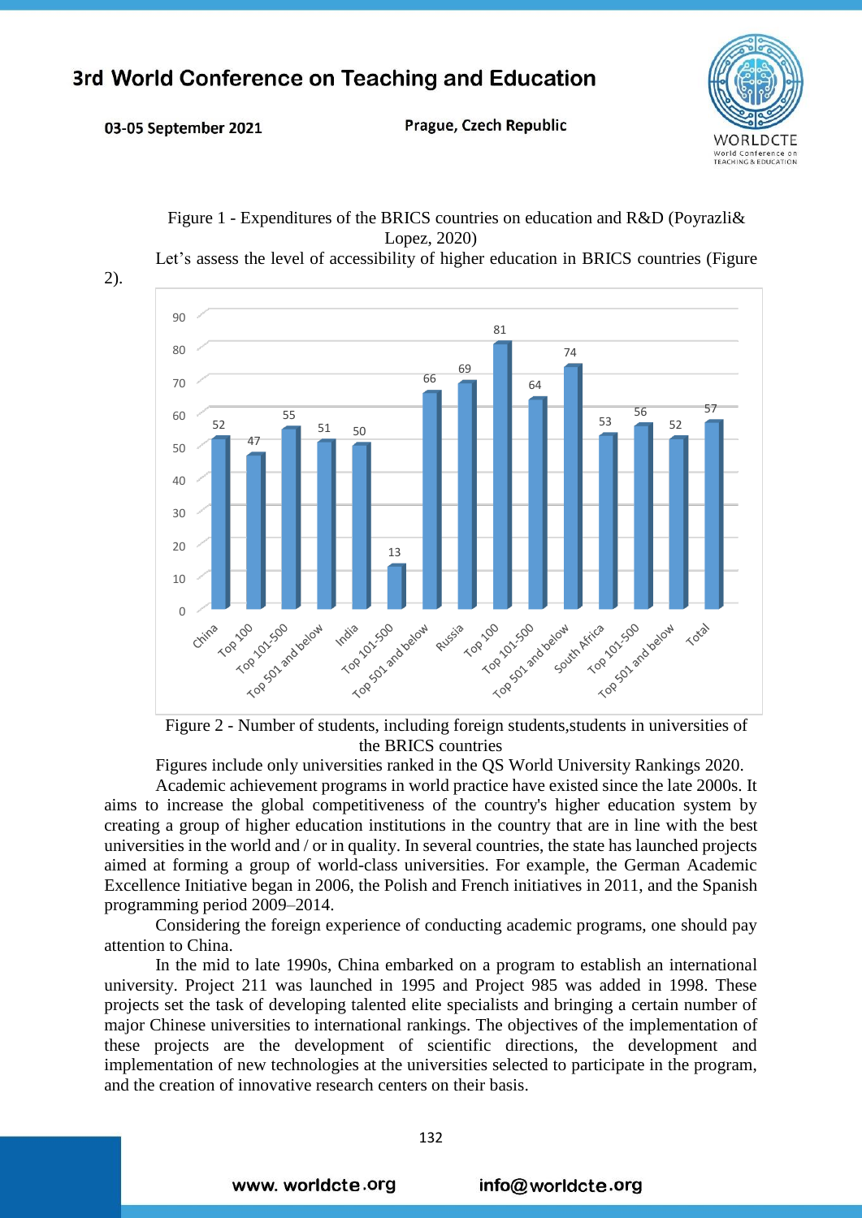Figure 1 - Expenditures of the BRICS countries on education and R&D (Poyrazli& Lopez, 2020)

Let's assess the level of accessibility of higher education in BRICS countries (Figure 2).

| Category | Value |
|---|---|
| China | 52 |
| Top 100 | 47 |
| Top 101-500 | 55 |
| Top 501 and below | 51 |
| India | 50 |
| Top 101-500 | 13 |
| Top 501 and below | 66 |
| Russia | 69 |
| Top 100 | 81 |
| Top 101-500 | 64 |
| Top 501 and below | 74 |
| South Africa | 53 |
| Top 101-500 | 56 |
| Top 501 and below | 52 |
| Total | 57 |

Figure 2 - Number of students, including foreign students,students in universities of the BRICS countries

Figures include only universities ranked in the QS World University Rankings 2020.

Academic achievement programs in world practice have existed since the late 2000s. It aims to increase the global competitiveness of the country's higher education system by creating a group of higher education institutions in the country that are in line with the best universities in the world and / or in quality. In several countries, the state has launched projects aimed at forming a group of world-class universities. For example, the German Academic Excellence Initiative began in 2006, the Polish and French initiatives in 2011, and the Spanish programming period 2009–2014.

Considering the foreign experience of conducting academic programs, one should pay attention to China.

In the mid to late 1990s, China embarked on a program to establish an international university. Project 211 was launched in 1995 and Project 985 was added in 1998. These projects set the task of developing talented elite specialists and bringing a certain number of major Chinese universities to international rankings. The objectives of the implementation of these projects are the development of scientific directions, the development and implementation of new technologies at the universities selected to participate in the program, and the creation of innovative research centers on their basis.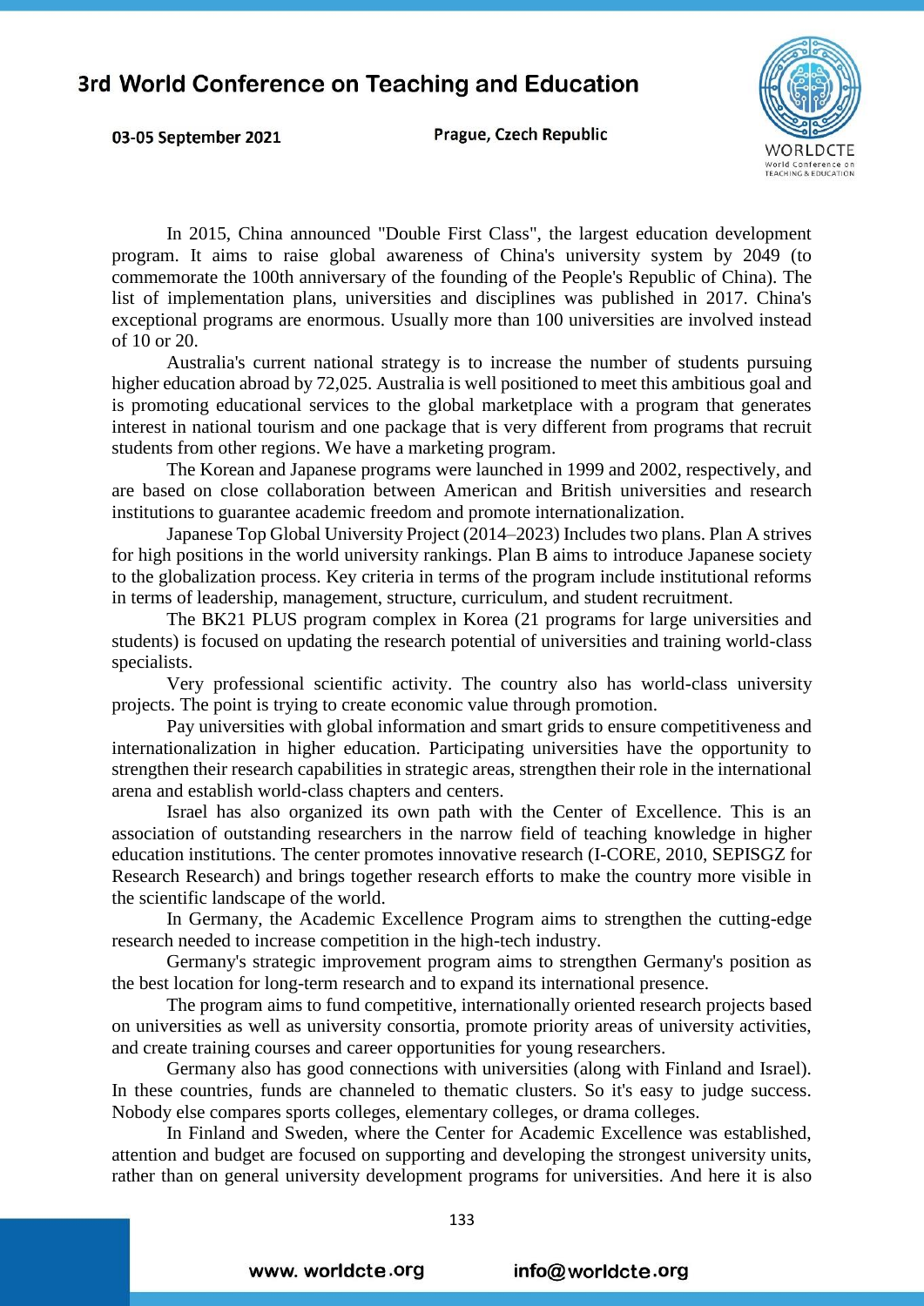In 2015, China announced "Double First Class", the largest education development program. It aims to raise global awareness of China's university system by 2049 (to commemorate the 100th anniversary of the founding of the People's Republic of China). The list of implementation plans, universities and disciplines was published in 2017. China's exceptional programs are enormous. Usually more than 100 universities are involved instead of 10 or 20.

Australia's current national strategy is to increase the number of students pursuing higher education abroad by 72,025. Australia is well positioned to meet this ambitious goal and is promoting educational services to the global marketplace with a program that generates interest in national tourism and one package that is very different from programs that recruit students from other regions. We have a marketing program.

The Korean and Japanese programs were launched in 1999 and 2002, respectively, and are based on close collaboration between American and British universities and research institutions to guarantee academic freedom and promote internationalization.

Japanese Top Global University Project (2014–2023) Includes two plans. Plan A strives for high positions in the world university rankings. Plan B aims to introduce Japanese society to the globalization process. Key criteria in terms of the program include institutional reforms in terms of leadership, management, structure, curriculum, and student recruitment.

The BK21 PLUS program complex in Korea (21 programs for large universities and students) is focused on updating the research potential of universities and training world-class specialists.

Very professional scientific activity. The country also has world-class university projects. The point is trying to create economic value through promotion.

Pay universities with global information and smart grids to ensure competitiveness and internationalization in higher education. Participating universities have the opportunity to strengthen their research capabilities in strategic areas, strengthen their role in the international arena and establish world-class chapters and centers.

Israel has also organized its own path with the Center of Excellence. This is an association of outstanding researchers in the narrow field of teaching knowledge in higher education institutions. The center promotes innovative research (I-CORE, 2010, SEPISGZ for Research Research) and brings together research efforts to make the country more visible in the scientific landscape of the world.

In Germany, the Academic Excellence Program aims to strengthen the cutting-edge research needed to increase competition in the high-tech industry.

Germany's strategic improvement program aims to strengthen Germany's position as the best location for long-term research and to expand its international presence.

The program aims to fund competitive, internationally oriented research projects based on universities as well as university consortia, promote priority areas of university activities, and create training courses and career opportunities for young researchers.

Germany also has good connections with universities (along with Finland and Israel). In these countries, funds are channeled to thematic clusters. So it's easy to judge success. Nobody else compares sports colleges, elementary colleges, or drama colleges.

In Finland and Sweden, where the Center for Academic Excellence was established, attention and budget are focused on supporting and developing the strongest university units, rather than on general university development programs for universities. And here it is also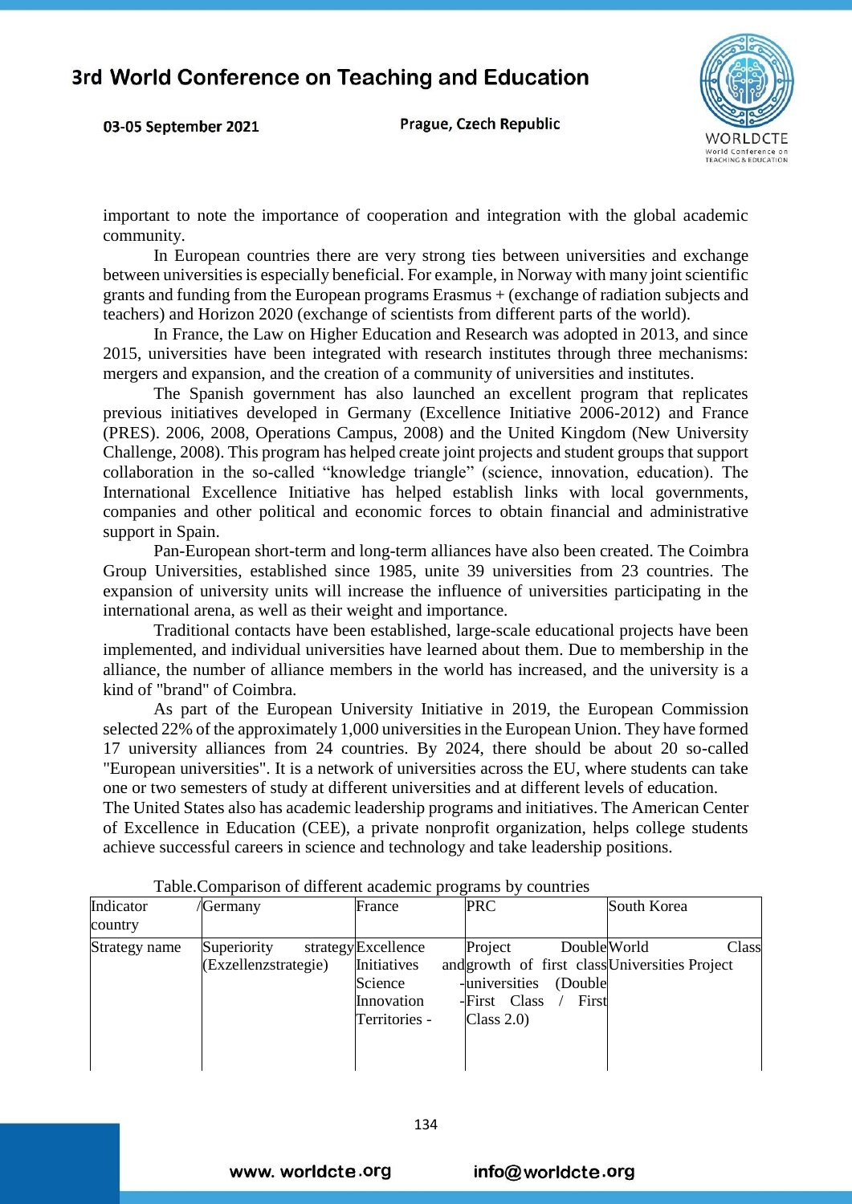important to note the importance of cooperation and integration with the global academic community.

In European countries there are very strong ties between universities and exchange between universities is especially beneficial. For example, in Norway with many joint scientific grants and funding from the European programs Erasmus + (exchange of radiation subjects and teachers) and Horizon 2020 (exchange of scientists from different parts of the world).

In France, the Law on Higher Education and Research was adopted in 2013, and since 2015, universities have been integrated with research institutes through three mechanisms: mergers and expansion, and the creation of a community of universities and institutes.

The Spanish government has also launched an excellent program that replicates previous initiatives developed in Germany (Excellence Initiative 2006-2012) and France (PRES). 2006, 2008, Operations Campus, 2008) and the United Kingdom (New University Challenge, 2008). This program has helped create joint projects and student groups that support collaboration in the so-called "knowledge triangle" (science, innovation, education). The International Excellence Initiative has helped establish links with local governments, companies and other political and economic forces to obtain financial and administrative support in Spain.

Pan-European short-term and long-term alliances have also been created. The Coimbra Group Universities, established since 1985, unite 39 universities from 23 countries. The expansion of university units will increase the influence of universities participating in the international arena, as well as their weight and importance.

Traditional contacts have been established, large-scale educational projects have been implemented, and individual universities have learned about them. Due to membership in the alliance, the number of alliance members in the world has increased, and the university is a kind of "brand" of Coimbra.

As part of the European University Initiative in 2019, the European Commission selected 22% of the approximately 1,000 universities in the European Union. They have formed 17 university alliances from 24 countries. By 2024, there should be about 20 so-called "European universities". It is a network of universities across the EU, where students can take one or two semesters of study at different universities and at different levels of education.
The United States also has academic leadership programs and initiatives. The American Center of Excellence in Education (CEE), a private nonprofit organization, helps college students achieve successful careers in science and technology and take leadership positions.

Table.Comparison of different academic programs by countries

| Indicator /country | Germany | France | PRC | South Korea |
|---|---|---|---|---|
| Strategy name | Superiority strategy (Exzellenzstrategie) | Excellence Initiatives and Science - Innovation - Territories - | Project Double growth of first class universities (Double - First Class / First Class 2.0) | World Class Universities Project |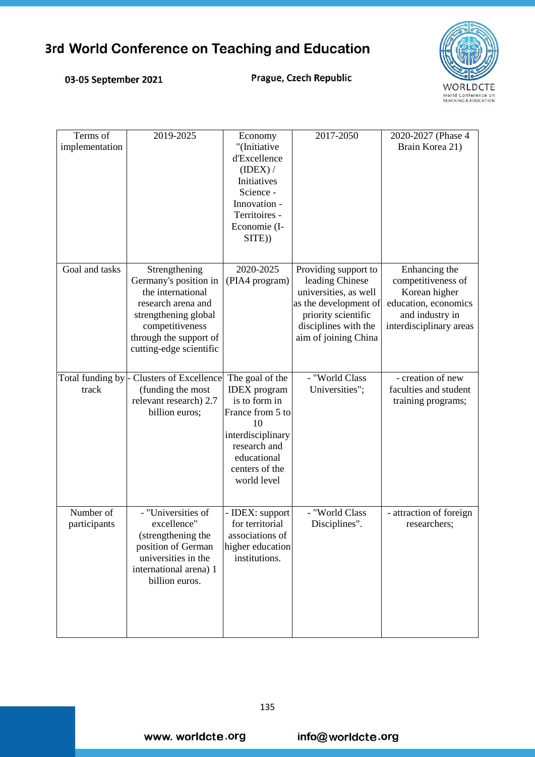| Terms of implementation | 2019-2025 | Economy "(Initiative d'Excellence (IDEX) / Initiatives Science - Innovation - Territoires - Economie (I-SITE)) | 2017-2050 | 2020-2027 (Phase 4 Brain Korea 21) |
|---|---|---|---|---|
| Goal and tasks | Strengthening Germany's position in the international research arena and strengthening global competitiveness through the support of cutting-edge scientific | 2020-2025 (PIA4 program) | Providing support to leading Chinese universities, as well as the development of priority scientific disciplines with the aim of joining China | Enhancing the competitiveness of Korean higher education, economics and industry in interdisciplinary areas |
| Total funding by track | - Clusters of Excellence (funding the most relevant research) 2.7 billion euros; | The goal of the IDEX program is to form in France from 5 to 10 interdisciplinary research and educational centers of the world level | - "World Class Universities"; | - creation of new faculties and student training programs; |
| Number of participants | - "Universities of excellence" (strengthening the position of German universities in the international arena) 1 billion euros. | - IDEX: support for territorial associations of higher education institutions. | - "World Class Disciplines". | - attraction of foreign researchers; |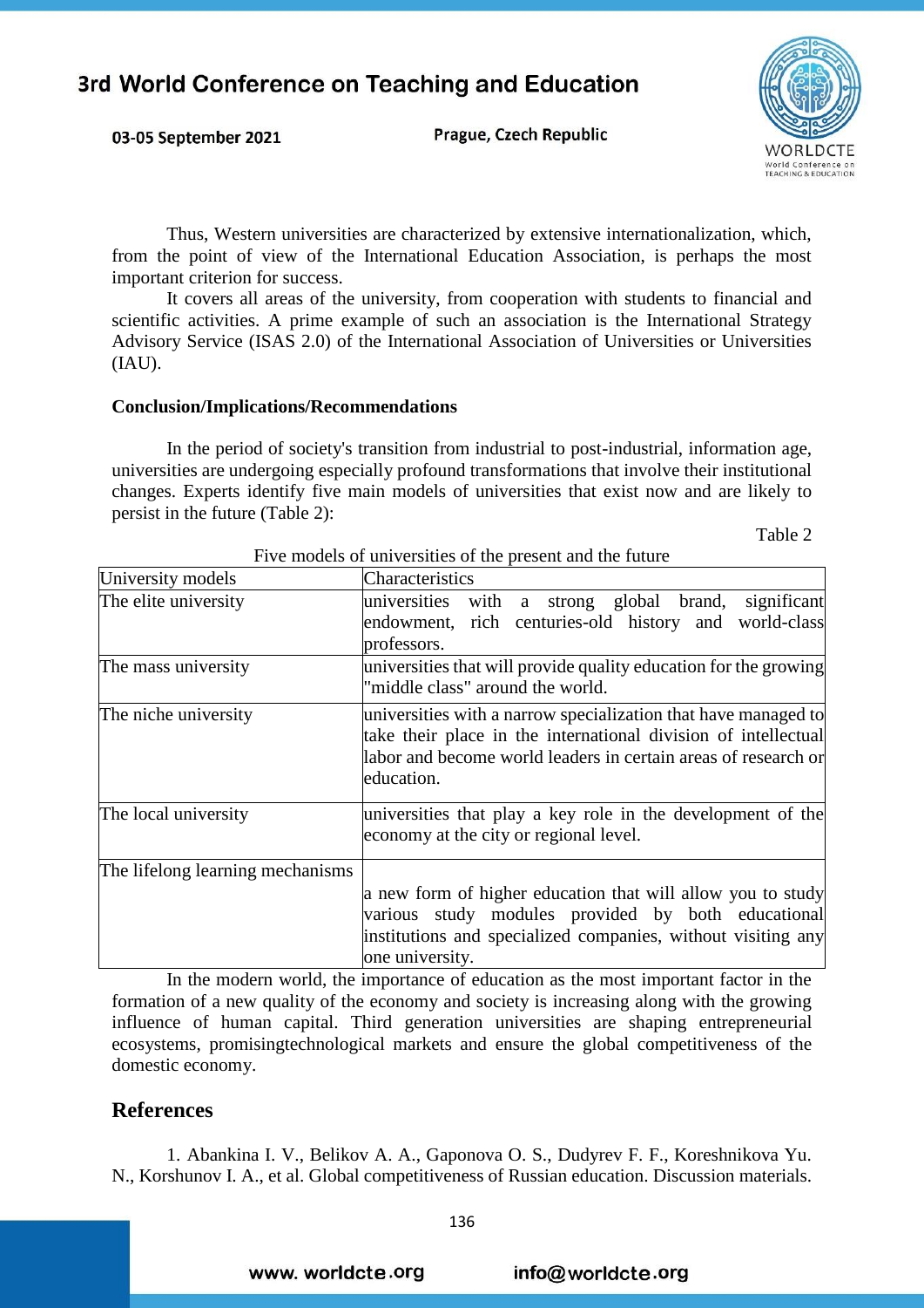Thus, Western universities are characterized by extensive internationalization, which, from the point of view of the International Education Association, is perhaps the most important criterion for success.

It covers all areas of the university, from cooperation with students to financial and scientific activities. A prime example of such an association is the International Strategy Advisory Service (ISAS 2.0) of the International Association of Universities or Universities (IAU).

**Conclusion/Implications/Recommendations**

In the period of society's transition from industrial to post-industrial, information age, universities are undergoing especially profound transformations that involve their institutional changes. Experts identify five main models of universities that exist now and are likely to persist in the future (Table 2):

Table 2

Five models of universities of the present and the future

| University models | Characteristics |
|---|---|
| The elite university | universities with a strong global brand, significant endowment, rich centuries-old history and world-class professors. |
| The mass university | universities that will provide quality education for the growing "middle class" around the world. |
| The niche university | universities with a narrow specialization that have managed to take their place in the international division of intellectual labor and become world leaders in certain areas of research or education. |
| The local university | universities that play a key role in the development of the economy at the city or regional level. |
| The lifelong learning mechanisms | a new form of higher education that will allow you to study various study modules provided by both educational institutions and specialized companies, without visiting any one university. |

In the modern world, the importance of education as the most important factor in the formation of a new quality of the economy and society is increasing along with the growing influence of human capital. Third generation universities are shaping entrepreneurial ecosystems, promisingtechnological markets and ensure the global competitiveness of the domestic economy.

## References

1. Abankina I. V., Belikov A. A., Gaponova O. S., Dudyrev F. F., Koreshnikova Yu. N., Korshunov I. A., et al. Global competitiveness of Russian education. Discussion materials.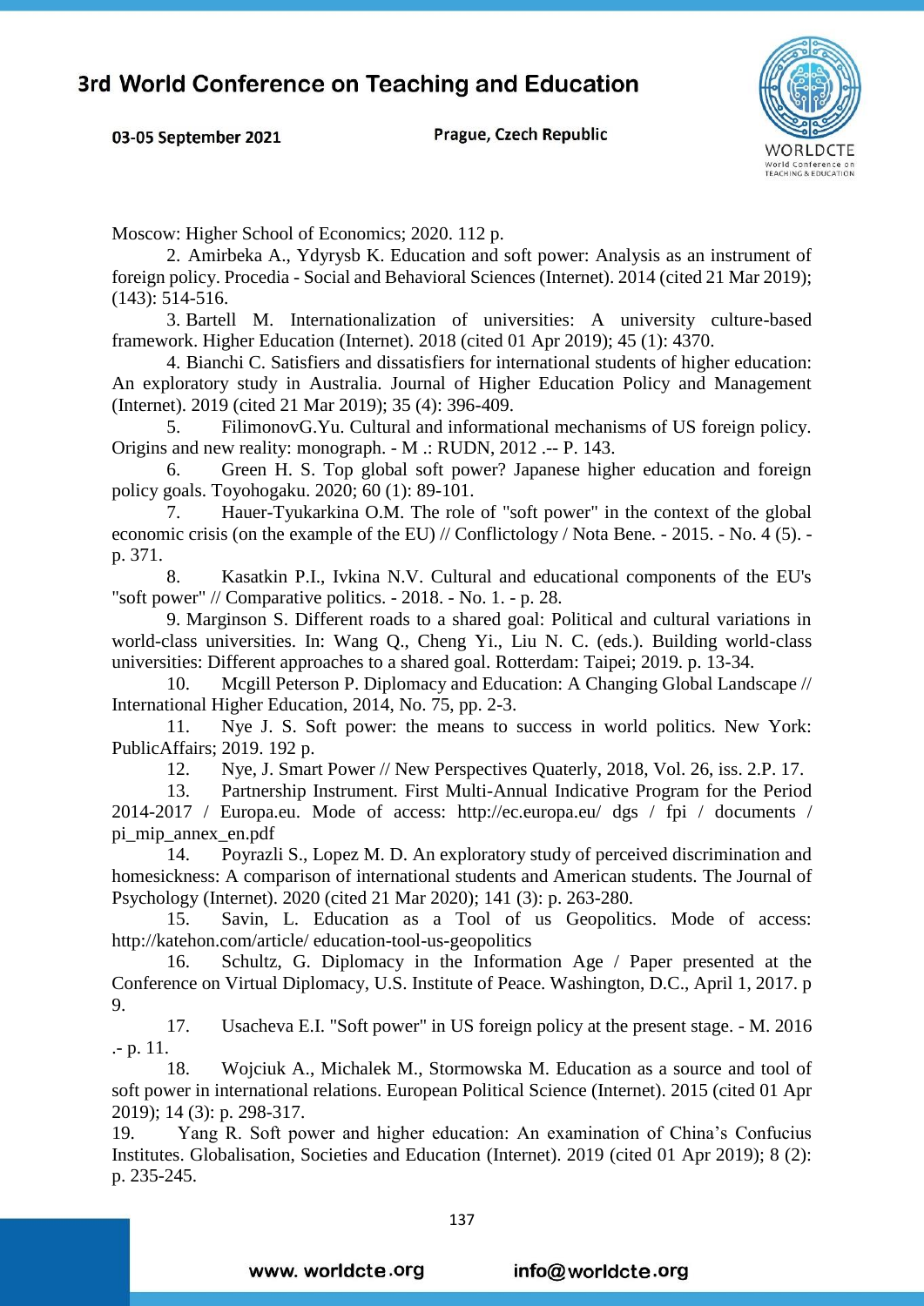Moscow: Higher School of Economics; 2020. 112 p.

2. Amirbeka A., Ydyrysb K. Education and soft power: Analysis as an instrument of foreign policy. Procedia - Social and Behavioral Sciences (Internet). 2014 (cited 21 Mar 2019); (143): 514-516.

3. Bartell M. Internationalization of universities: A university culture-based framework. Higher Education (Internet). 2018 (cited 01 Apr 2019); 45 (1): 4370.

4. Bianchi C. Satisfiers and dissatisfiers for international students of higher education: An exploratory study in Australia. Journal of Higher Education Policy and Management (Internet). 2019 (cited 21 Mar 2019); 35 (4): 396-409.

5. FilimonovG.Yu. Cultural and informational mechanisms of US foreign policy. Origins and new reality: monograph. - M .: RUDN, 2012 .-- P. 143.

6. Green H. S. Top global soft power? Japanese higher education and foreign policy goals. Toyohogaku. 2020; 60 (1): 89-101.

7. Hauer-Tyukarkina O.M. The role of "soft power" in the context of the global economic crisis (on the example of the EU) // Conflictology / Nota Bene. - 2015. - No. 4 (5). - p. 371.

8. Kasatkin P.I., Ivkina N.V. Cultural and educational components of the EU's "soft power" // Comparative politics. - 2018. - No. 1. - p. 28.

9. Marginson S. Different roads to a shared goal: Political and cultural variations in world-class universities. In: Wang Q., Cheng Yi., Liu N. C. (eds.). Building world-class universities: Different approaches to a shared goal. Rotterdam: Taipei; 2019. p. 13-34.

10. Mcgill Peterson P. Diplomacy and Education: A Changing Global Landscape // International Higher Education, 2014, No. 75, pp. 2-3.

11. Nye J. S. Soft power: the means to success in world politics. New York: PublicAffairs; 2019. 192 p.

12. Nye, J. Smart Power // New Perspectives Quaterly, 2018, Vol. 26, iss. 2.P. 17.

13. Partnership Instrument. First Multi-Annual Indicative Program for the Period 2014-2017 / Europa.eu. Mode of access: http://ec.europa.eu/ dgs / fpi / documents / pi_mip_annex_en.pdf

14. Poyrazli S., Lopez M. D. An exploratory study of perceived discrimination and homesickness: A comparison of international students and American students. The Journal of Psychology (Internet). 2020 (cited 21 Mar 2020); 141 (3): p. 263-280.

15. Savin, L. Education as a Tool of us Geopolitics. Mode of access: http://katehon.com/article/ education-tool-us-geopolitics

16. Schultz, G. Diplomacy in the Information Age / Paper presented at the Conference on Virtual Diplomacy, U.S. Institute of Peace. Washington, D.C., April 1, 2017. p 9.

17. Usacheva E.I. "Soft power" in US foreign policy at the present stage. - M. 2016 .- p. 11.

18. Wojciuk A., Michalek M., Stormowska M. Education as a source and tool of soft power in international relations. European Political Science (Internet). 2015 (cited 01 Apr 2019); 14 (3): p. 298-317.

19. Yang R. Soft power and higher education: An examination of China's Confucius Institutes. Globalisation, Societies and Education (Internet). 2019 (cited 01 Apr 2019); 8 (2): p. 235-245.